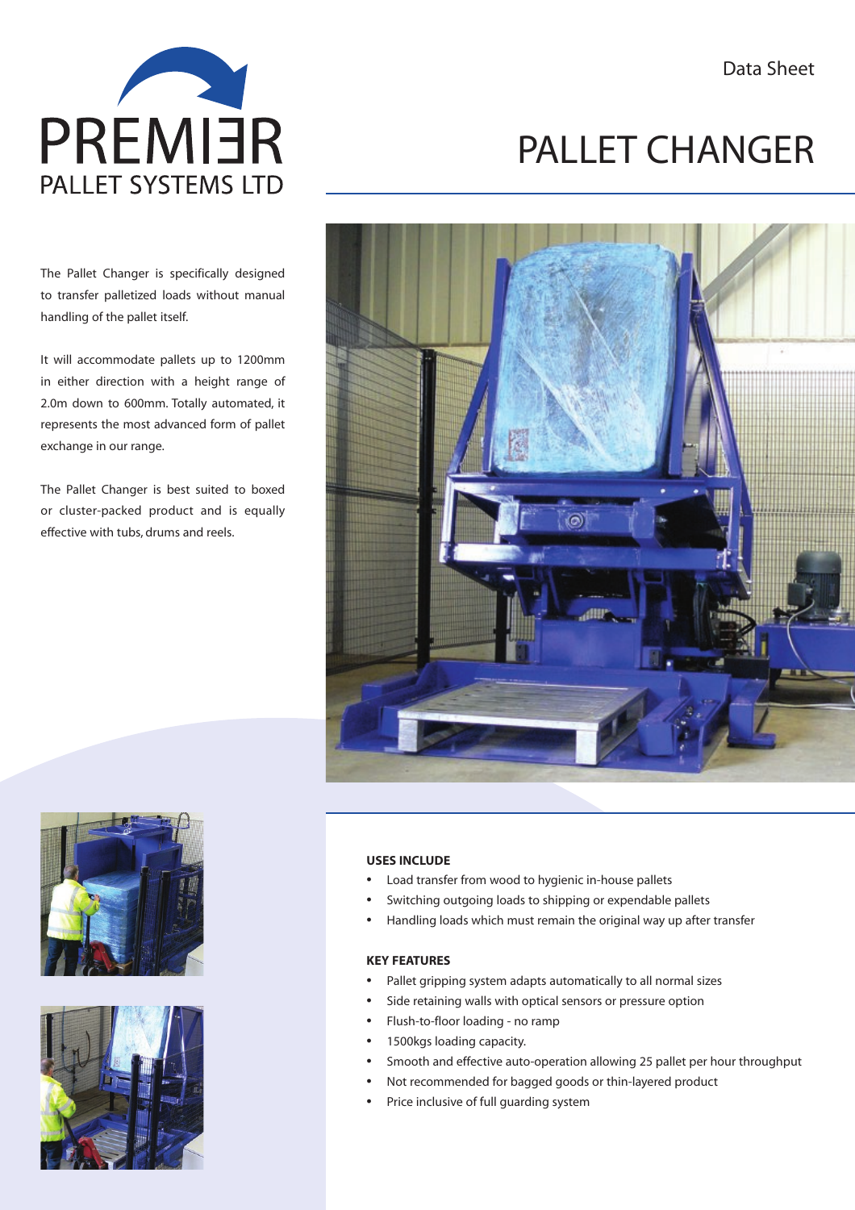PREMIER PALLET SYSTEMS LTD

Data Sheet

# PALLET CHANGER

The Pallet Changer is specifically designed to transfer palletized loads without manual handling of the pallet itself.

It will accommodate pallets up to 1200mm in either direction with a height range of 2.0m down to 600mm. Totally automated, it represents the most advanced form of pallet exchange in our range.

The Pallet Changer is best suited to boxed or cluster-packed product and is equally effective with tubs, drums and reels.

### USES INCLUDE

- Load transfer from wood to hygienic in-house pallets
- Switching outgoing loads to shipping or expendable pallets
- Handling loads which must remain the original way up after transfer

### KEY FEATURES

- Pallet gripping system adapts automatically to all normal sizes
- Side retaining walls with optical sensors or pressure option
- Flush-to-floor loading - no ramp
- 1500kgs loading capacity.
- Smooth and effective auto-operation allowing 25 pallet per hour throughput
- Not recommended for bagged goods or thin-layered product
- Price inclusive of full guarding system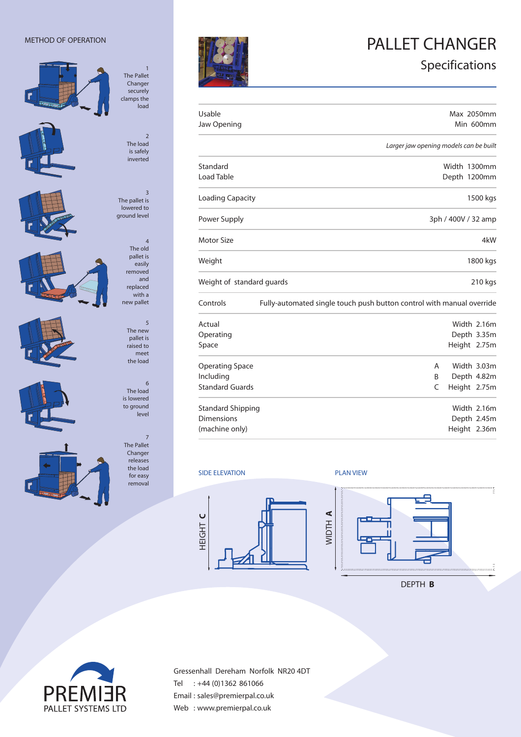## METHOD OF OPERATION

1. The Pallet Changer securely clamps the load
2. The load is safely inverted
3. The pallet is lowered to ground level
4. The old pallet is easily removed and replaced with a new pallet
5. The new pallet is raised to meet the load
6. The load is lowered to ground level
7. The Pallet Changer releases the load for easy removal

# PALLET CHANGER

## Specifications

| | | |
|---|---|---|
| Usable Jaw Opening | | Max 2050mm<br>Min 600mm |
| | | *Larger jaw opening models can be built* |
| Standard Load Table | | Width 1300mm<br>Depth 1200mm |
| Loading Capacity | | 1500 kgs |
| Power Supply | | 3ph / 400V / 32 amp |
| Motor Size | | 4kW |
| Weight | | 1800 kgs |
| Weight of standard guards | | 210 kgs |
| Controls | | Fully-automated single touch push button control with manual override |
| Actual Operating Space | | Width 2.16m<br>Depth 3.35m<br>Height 2.75m |
| Operating Space Including Standard Guards | A<br>B<br>C | Width 3.03m<br>Depth 4.82m<br>Height 2.75m |
| Standard Shipping Dimensions (machine only) | | Width 2.16m<br>Depth 2.45m<br>Height 2.36m |

SIDE ELEVATION

HEIGHT **C**

PLAN VIEW

WIDTH **A**

DEPTH **B**

PREMIER PALLET SYSTEMS LTD

Gressenhall Dereham Norfolk NR20 4DT

Tel : +44 (0)1362 861066

Email : sales@premierpal.co.uk

Web : www.premierpal.co.uk